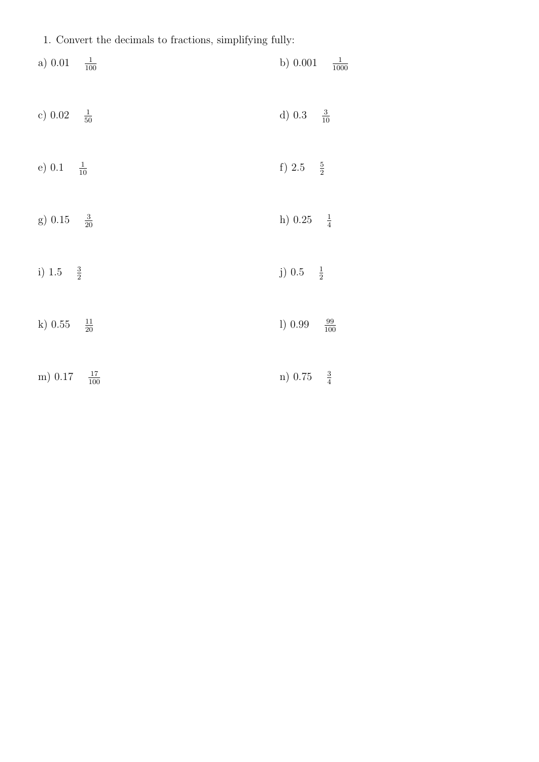1. Convert the decimals to fractions, simplifying fully:

a) 0.01 $\frac{1}{100}$

b) 0.001 $\frac{1}{1000}$

c) 0.02 $\frac{1}{50}$

d) 0.3 $\frac{3}{10}$

e) 0.1 $\frac{1}{10}$

f) 2.5 $\frac{5}{2}$

g) 0.15 $\frac{3}{20}$

h) 0.25 $\frac{1}{4}$

i) 1.5 $\frac{3}{2}$

j) 0.5 $\frac{1}{2}$

k) 0.55 $\frac{11}{20}$

l) 0.99 $\frac{99}{100}$

m) 0.17 $\frac{17}{100}$

n) 0.75 $\frac{3}{4}$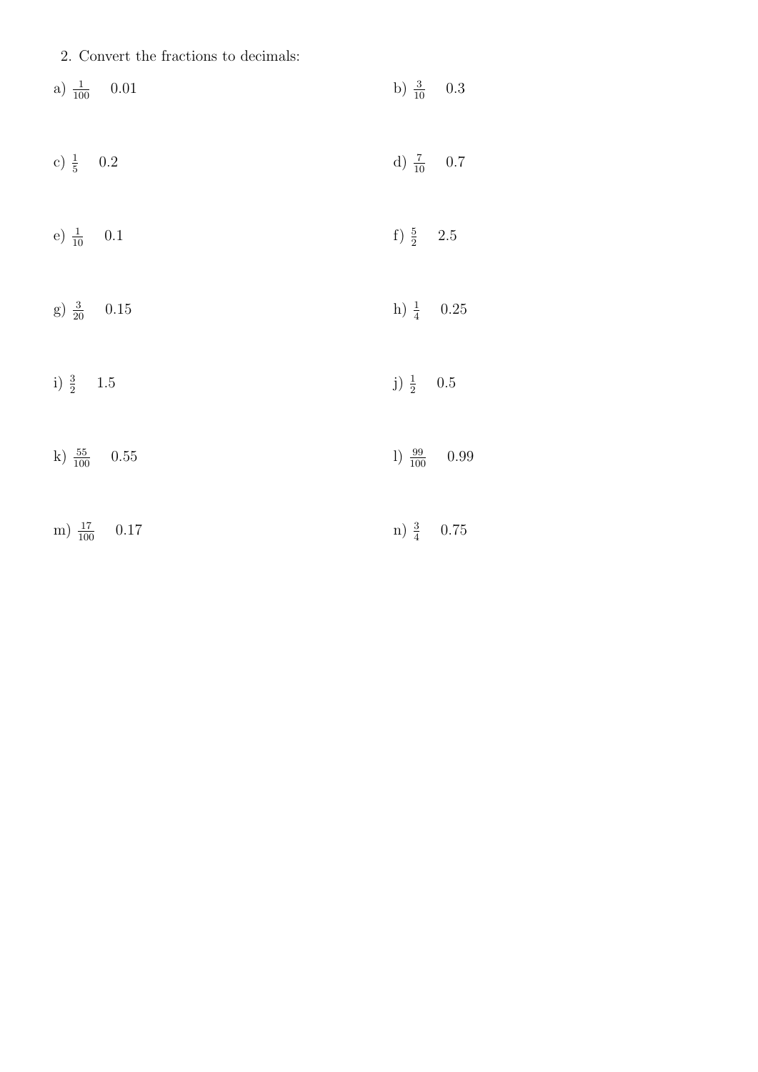2. Convert the fractions to decimals:

a) $\frac{1}{100}$ 0.01

b) $\frac{3}{10}$ 0.3

c) $\frac{1}{5}$ 0.2

d) $\frac{7}{10}$ 0.7

e) $\frac{1}{10}$ 0.1

f) $\frac{5}{2}$ 2.5

g) $\frac{3}{20}$ 0.15

h) $\frac{1}{4}$ 0.25

i) $\frac{3}{2}$ 1.5

j) $\frac{1}{2}$ 0.5

k) $\frac{55}{100}$ 0.55

l) $\frac{99}{100}$ 0.99

m) $\frac{17}{100}$ 0.17

n) $\frac{3}{4}$ 0.75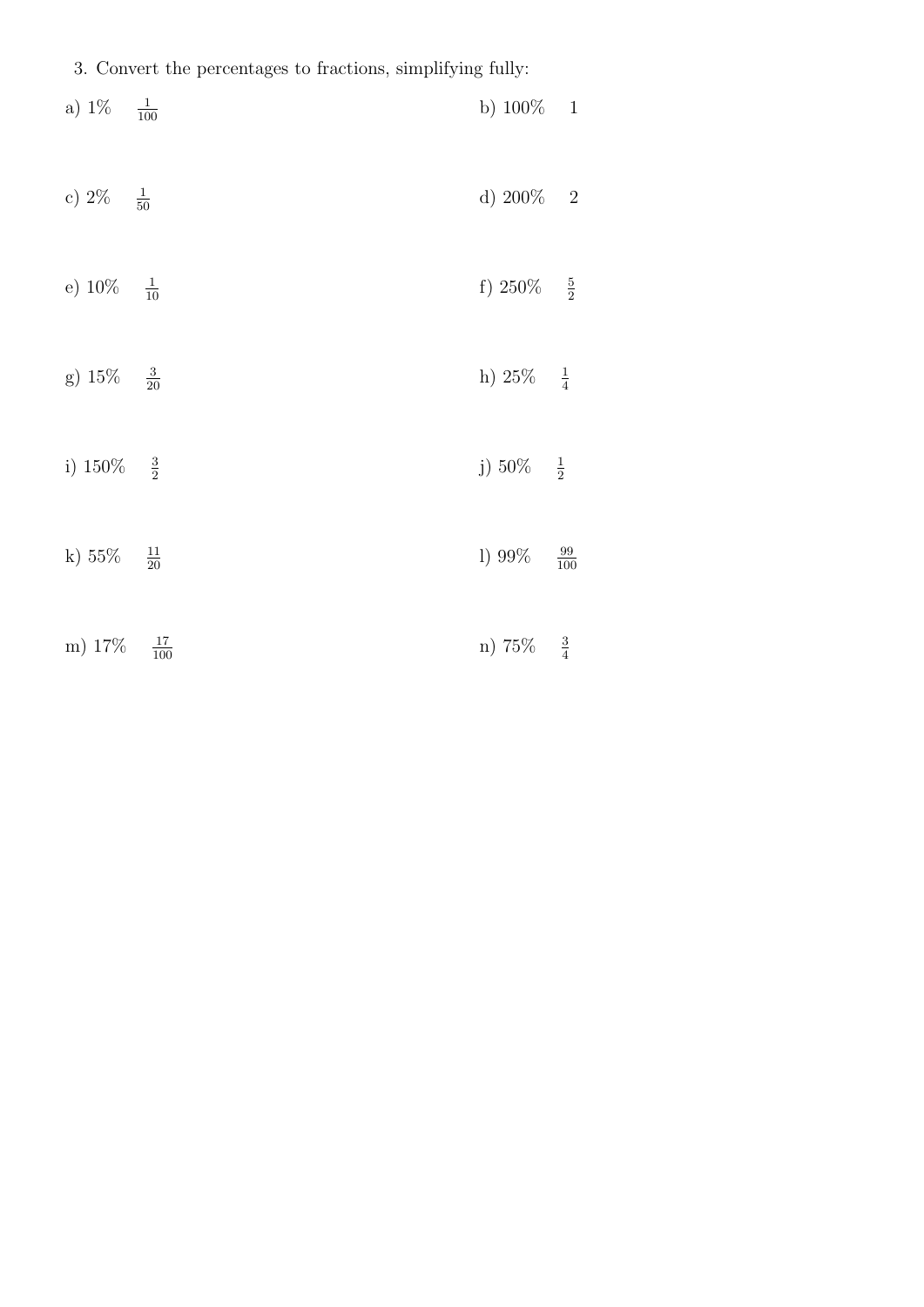3. Convert the percentages to fractions, simplifying fully:

a) 1% $\frac{1}{100}$

b) 100% 1

c) 2% $\frac{1}{50}$

d) 200% 2

e) 10% $\frac{1}{10}$

f) 250% $\frac{5}{2}$

g) 15% $\frac{3}{20}$

h) 25% $\frac{1}{4}$

i) 150% $\frac{3}{2}$

j) 50% $\frac{1}{2}$

k) 55% $\frac{11}{20}$

l) 99% $\frac{99}{100}$

m) 17% $\frac{17}{100}$

n) 75% $\frac{3}{4}$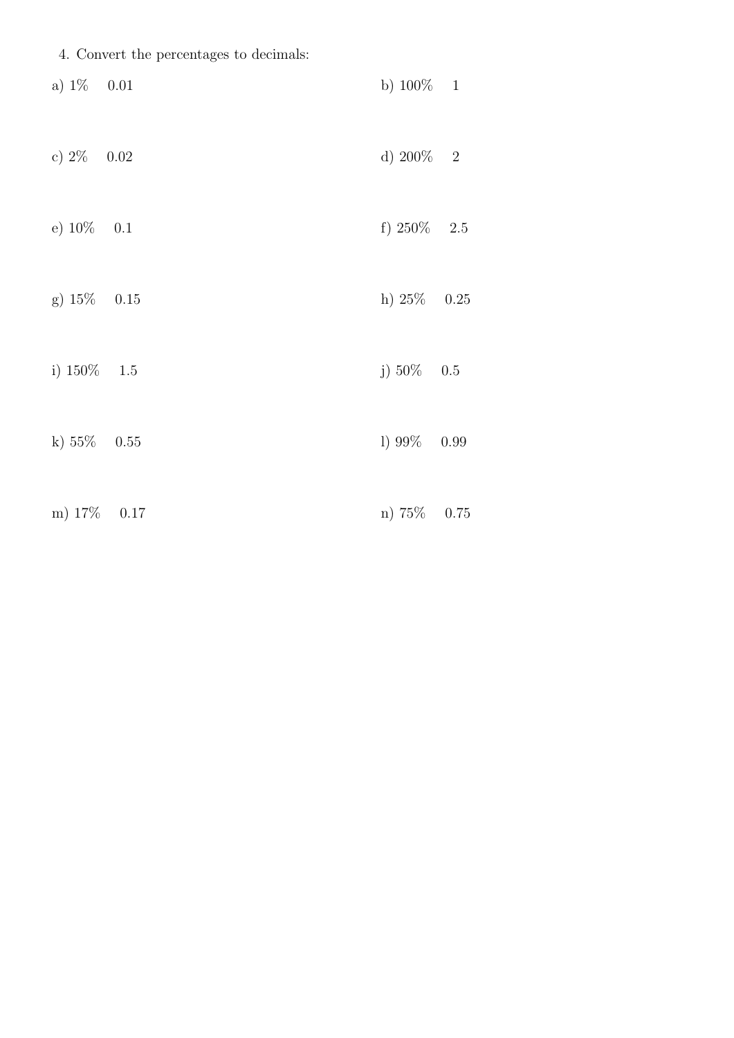4. Convert the percentages to decimals:

a) 1%    0.01

b) 100%    1

c) 2%    0.02

d) 200%    2

e) 10%    0.1

f) 250%    2.5

g) 15%    0.15

h) 25%    0.25

i) 150%    1.5

j) 50%    0.5

k) 55%    0.55

l) 99%    0.99

m) 17%    0.17

n) 75%    0.75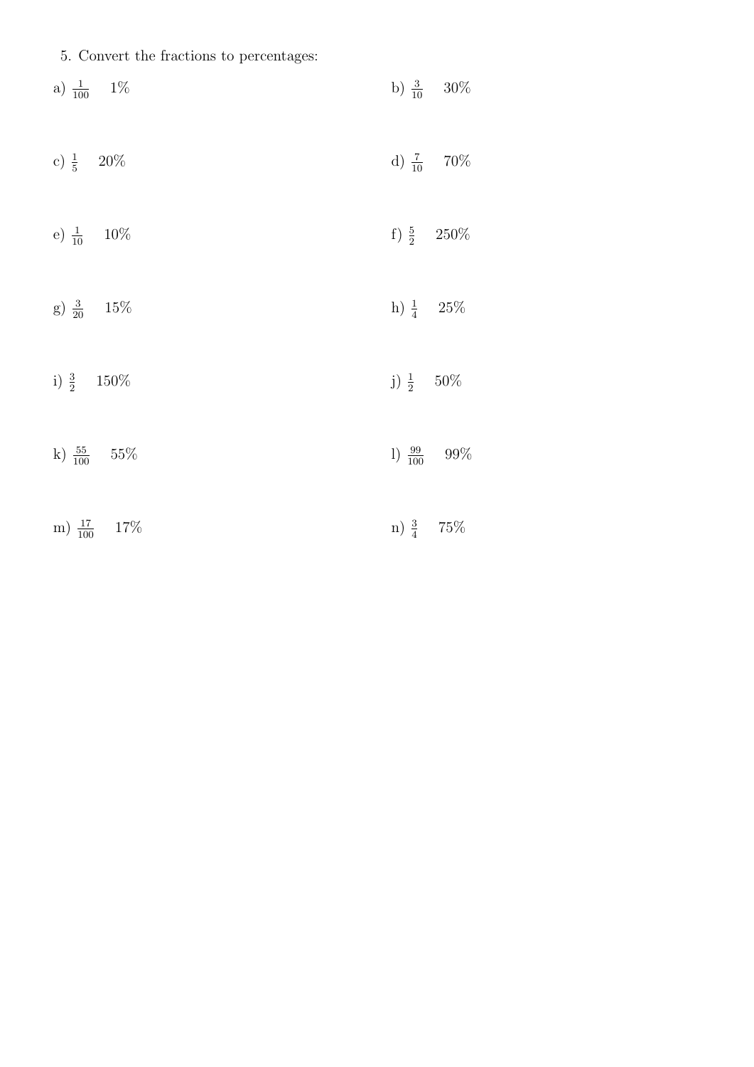5. Convert the fractions to percentages:

a) $\frac{1}{100}$ 1%

b) $\frac{3}{10}$ 30%

c) $\frac{1}{5}$ 20%

d) $\frac{7}{10}$ 70%

e) $\frac{1}{10}$ 10%

f) $\frac{5}{2}$ 250%

g) $\frac{3}{20}$ 15%

h) $\frac{1}{4}$ 25%

i) $\frac{3}{2}$ 150%

j) $\frac{1}{2}$ 50%

k) $\frac{55}{100}$ 55%

l) $\frac{99}{100}$ 99%

m) $\frac{17}{100}$ 17%

n) $\frac{3}{4}$ 75%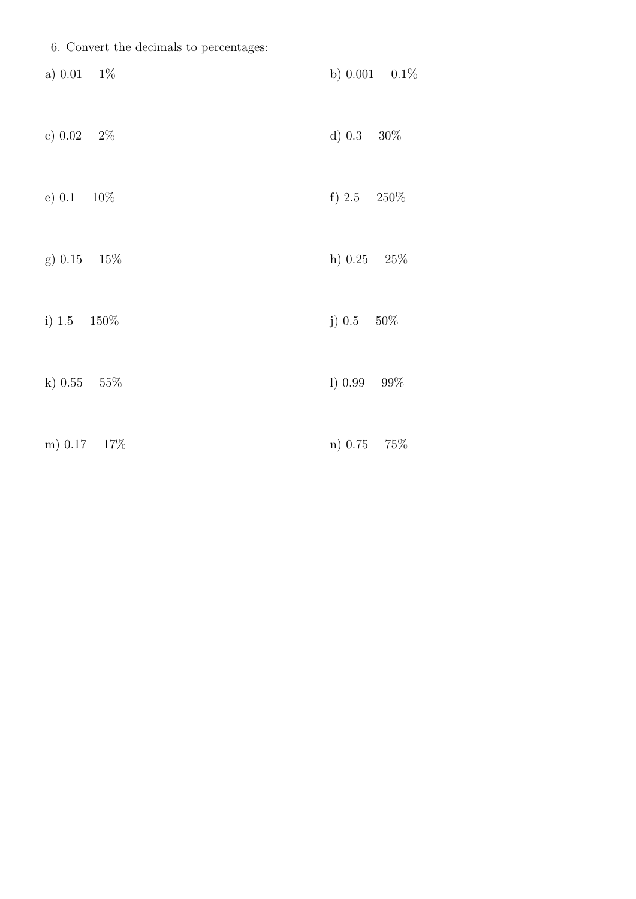6. Convert the decimals to percentages:

a) 0.01 1%

b) 0.001 0.1%

c) 0.02 2%

d) 0.3 30%

e) 0.1 10%

f) 2.5 250%

g) 0.15 15%

h) 0.25 25%

i) 1.5 150%

j) 0.5 50%

k) 0.55 55%

l) 0.99 99%

m) 0.17 17%

n) 0.75 75%